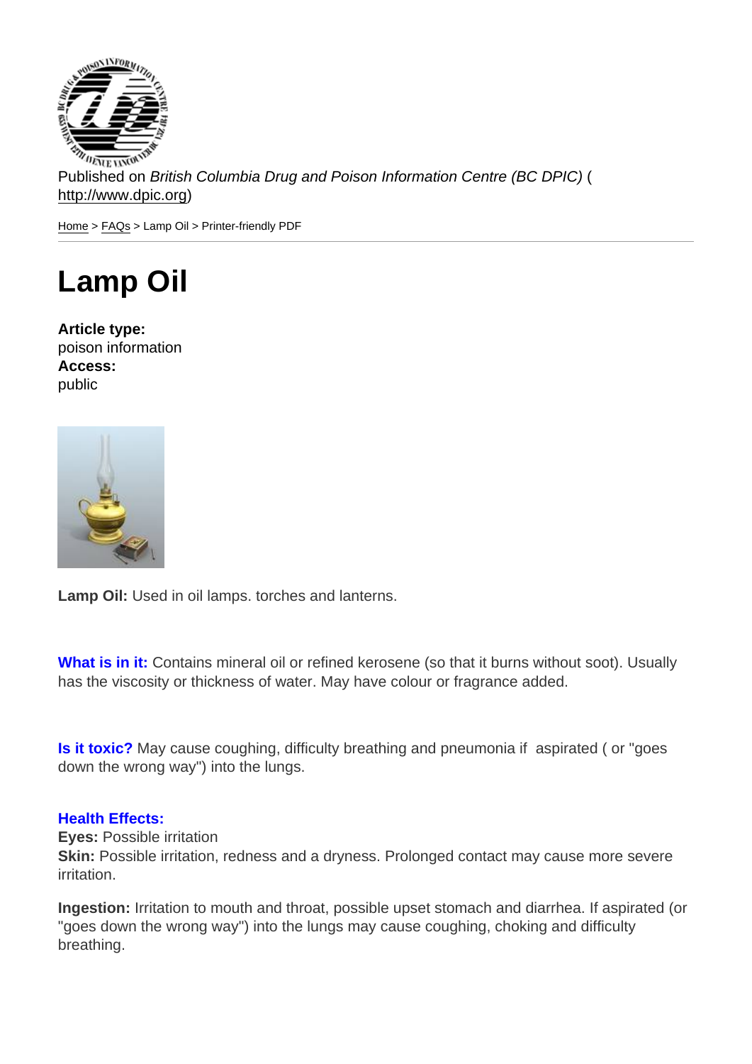Published on *British Columbia Drug and Poison Information Centre (BC DPIC)* (http://www.dpic.org)

Home > FAQs > Lamp Oil > Printer-friendly PDF

# Lamp Oil

**Article type:**
poison information
**Access:**
public

**Lamp Oil:** Used in oil lamps. torches and lanterns.

**What is in it:** Contains mineral oil or refined kerosene (so that it burns without soot). Usually has the viscosity or thickness of water. May have colour or fragrance added.

**Is it toxic?** May cause coughing, difficulty breathing and pneumonia if aspirated ( or "goes down the wrong way") into the lungs.

**Health Effects:**
**Eyes:** Possible irritation
**Skin:** Possible irritation, redness and a dryness. Prolonged contact may cause more severe irritation.

**Ingestion:** Irritation to mouth and throat, possible upset stomach and diarrhea. If aspirated (or "goes down the wrong way") into the lungs may cause coughing, choking and difficulty breathing.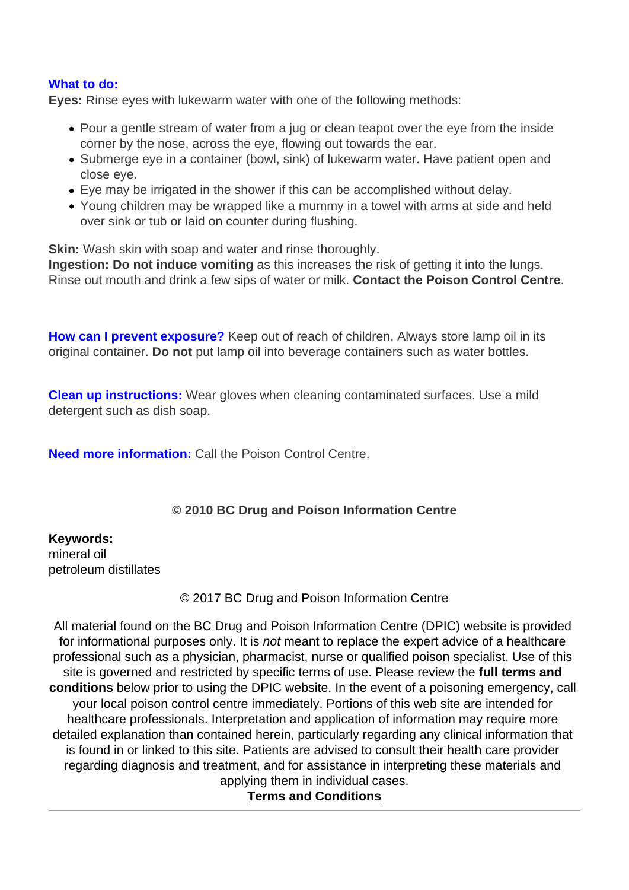**What to do:**

**Eyes:** Rinse eyes with lukewarm water with one of the following methods:

- Pour a gentle stream of water from a jug or clean teapot over the eye from the inside corner by the nose, across the eye, flowing out towards the ear.
- Submerge eye in a container (bowl, sink) of lukewarm water. Have patient open and close eye.
- Eye may be irrigated in the shower if this can be accomplished without delay.
- Young children may be wrapped like a mummy in a towel with arms at side and held over sink or tub or laid on counter during flushing.

**Skin:** Wash skin with soap and water and rinse thoroughly.
**Ingestion: Do not induce vomiting** as this increases the risk of getting it into the lungs. Rinse out mouth and drink a few sips of water or milk. **Contact the Poison Control Centre**.

**How can I prevent exposure?** Keep out of reach of children. Always store lamp oil in its original container. **Do not** put lamp oil into beverage containers such as water bottles.

**Clean up instructions:** Wear gloves when cleaning contaminated surfaces. Use a mild detergent such as dish soap.

**Need more information:** Call the Poison Control Centre.

**© 2010 BC Drug and Poison Information Centre**

**Keywords:**
mineral oil
petroleum distillates

© 2017 BC Drug and Poison Information Centre

All material found on the BC Drug and Poison Information Centre (DPIC) website is provided for informational purposes only. It is *not* meant to replace the expert advice of a healthcare professional such as a physician, pharmacist, nurse or qualified poison specialist. Use of this site is governed and restricted by specific terms of use. Please review the **full terms and conditions** below prior to using the DPIC website. In the event of a poisoning emergency, call your local poison control centre immediately. Portions of this web site are intended for healthcare professionals. Interpretation and application of information may require more detailed explanation than contained herein, particularly regarding any clinical information that is found in or linked to this site. Patients are advised to consult their health care provider regarding diagnosis and treatment, and for assistance in interpreting these materials and applying them in individual cases.

**Terms and Conditions**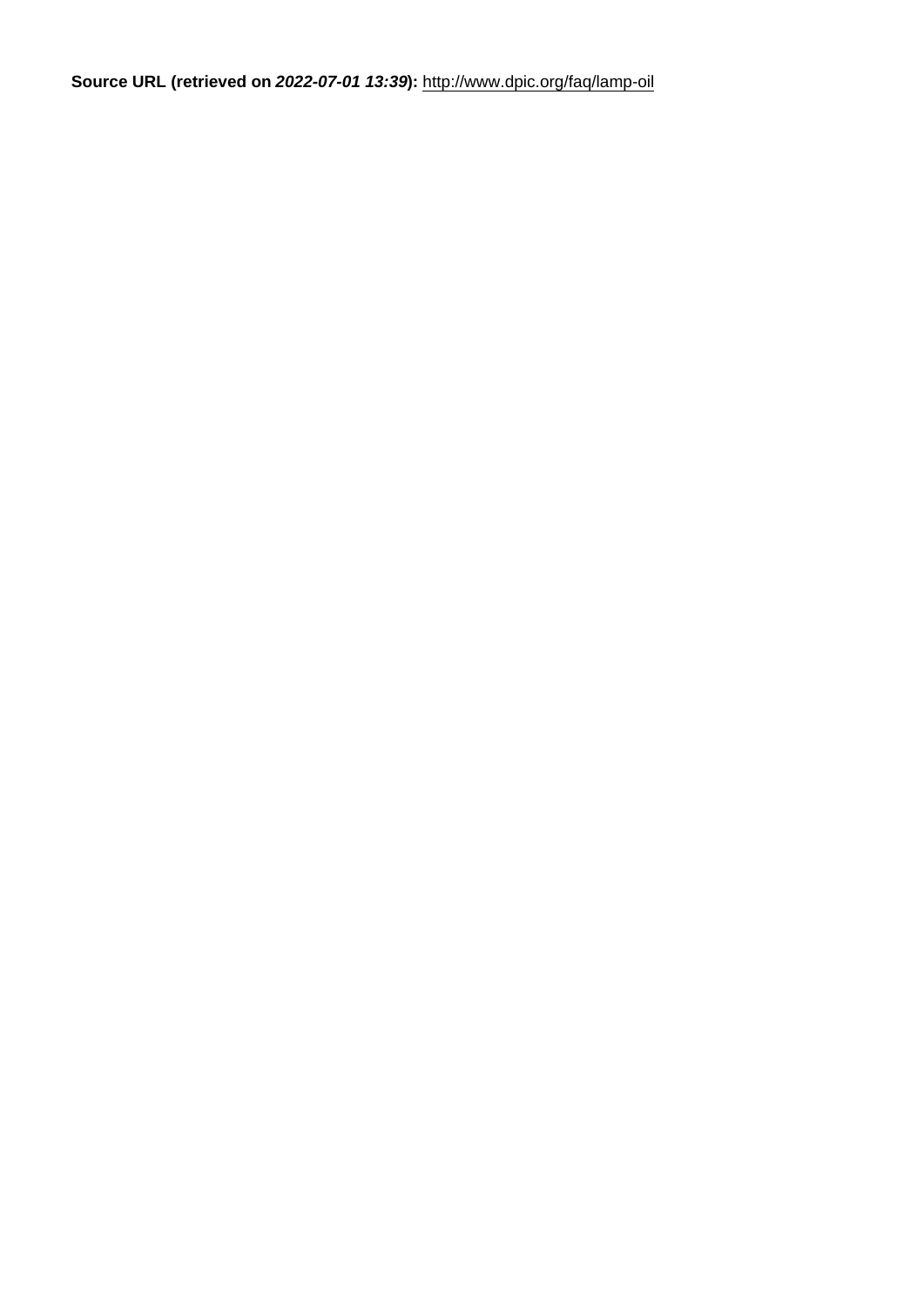**Source URL (retrieved on *2022-07-01 13:39*):** http://www.dpic.org/faq/lamp-oil